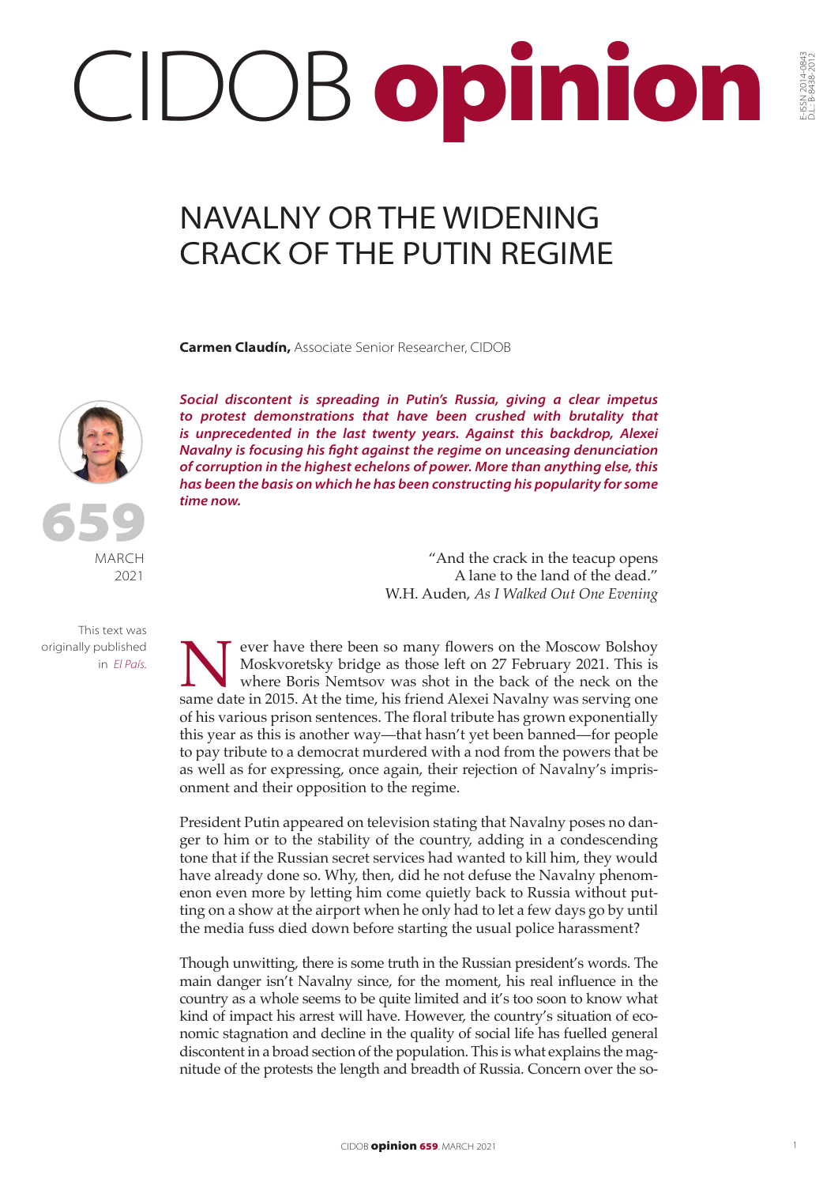# NAVALNY OR THE WIDENING CRACK OF THE PUTIN REGIME

**Carmen Claudín,** Associate Senior Researcher, CIDOB

659
MARCH
2021

This text was originally published in *El País.*

***Social discontent is spreading in Putin's Russia, giving a clear impetus to protest demonstrations that have been crushed with brutality that is unprecedented in the last twenty years. Against this backdrop, Alexei Navalny is focusing his fight against the regime on unceasing denunciation of corruption in the highest echelons of power. More than anything else, this has been the basis on which he has been constructing his popularity for some time now.***

"And the crack in the teacup opens
A lane to the land of the dead."
W.H. Auden, *As I Walked Out One Evening*

Never have there been so many flowers on the Moscow Bolshoy Moskvoretsky bridge as those left on 27 February 2021. This is where Boris Nemtsov was shot in the back of the neck on the same date in 2015. At the time, his friend Alexei Navalny was serving one of his various prison sentences. The floral tribute has grown exponentially this year as this is another way—that hasn't yet been banned—for people to pay tribute to a democrat murdered with a nod from the powers that be as well as for expressing, once again, their rejection of Navalny's imprisonment and their opposition to the regime.

President Putin appeared on television stating that Navalny poses no danger to him or to the stability of the country, adding in a condescending tone that if the Russian secret services had wanted to kill him, they would have already done so. Why, then, did he not defuse the Navalny phenomenon even more by letting him come quietly back to Russia without putting on a show at the airport when he only had to let a few days go by until the media fuss died down before starting the usual police harassment?

Though unwitting, there is some truth in the Russian president's words. The main danger isn't Navalny since, for the moment, his real influence in the country as a whole seems to be quite limited and it's too soon to know what kind of impact his arrest will have. However, the country's situation of economic stagnation and decline in the quality of social life has fuelled general discontent in a broad section of the population. This is what explains the magnitude of the protests the length and breadth of Russia. Concern over the so-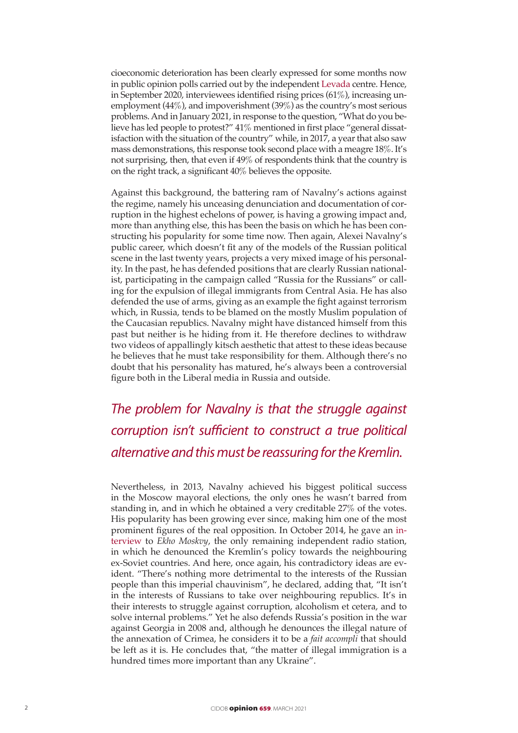cioeconomic deterioration has been clearly expressed for some months now in public opinion polls carried out by the independent Levada centre. Hence, in September 2020, interviewees identified rising prices (61%), increasing unemployment (44%), and impoverishment (39%) as the country's most serious problems. And in January 2021, in response to the question, "What do you believe has led people to protest?" 41% mentioned in first place "general dissatisfaction with the situation of the country" while, in 2017, a year that also saw mass demonstrations, this response took second place with a meagre 18%. It's not surprising, then, that even if 49% of respondents think that the country is on the right track, a significant 40% believes the opposite.

Against this background, the battering ram of Navalny's actions against the regime, namely his unceasing denunciation and documentation of corruption in the highest echelons of power, is having a growing impact and, more than anything else, this has been the basis on which he has been constructing his popularity for some time now. Then again, Alexei Navalny's public career, which doesn't fit any of the models of the Russian political scene in the last twenty years, projects a very mixed image of his personality. In the past, he has defended positions that are clearly Russian nationalist, participating in the campaign called "Russia for the Russians" or calling for the expulsion of illegal immigrants from Central Asia. He has also defended the use of arms, giving as an example the fight against terrorism which, in Russia, tends to be blamed on the mostly Muslim population of the Caucasian republics. Navalny might have distanced himself from this past but neither is he hiding from it. He therefore declines to withdraw two videos of appallingly kitsch aesthetic that attest to these ideas because he believes that he must take responsibility for them. Although there's no doubt that his personality has matured, he's always been a controversial figure both in the Liberal media in Russia and outside.

*The problem for Navalny is that the struggle against corruption isn't sufficient to construct a true political alternative and this must be reassuring for the Kremlin.*

Nevertheless, in 2013, Navalny achieved his biggest political success in the Moscow mayoral elections, the only ones he wasn't barred from standing in, and in which he obtained a very creditable 27% of the votes. His popularity has been growing ever since, making him one of the most prominent figures of the real opposition. In October 2014, he gave an interview to *Ekho Moskvy*, the only remaining independent radio station, in which he denounced the Kremlin's policy towards the neighbouring ex-Soviet countries. And here, once again, his contradictory ideas are evident. "There's nothing more detrimental to the interests of the Russian people than this imperial chauvinism", he declared, adding that, "It isn't in the interests of Russians to take over neighbouring republics. It's in their interests to struggle against corruption, alcoholism et cetera, and to solve internal problems." Yet he also defends Russia's position in the war against Georgia in 2008 and, although he denounces the illegal nature of the annexation of Crimea, he considers it to be a *fait accompli* that should be left as it is. He concludes that, "the matter of illegal immigration is a hundred times more important than any Ukraine".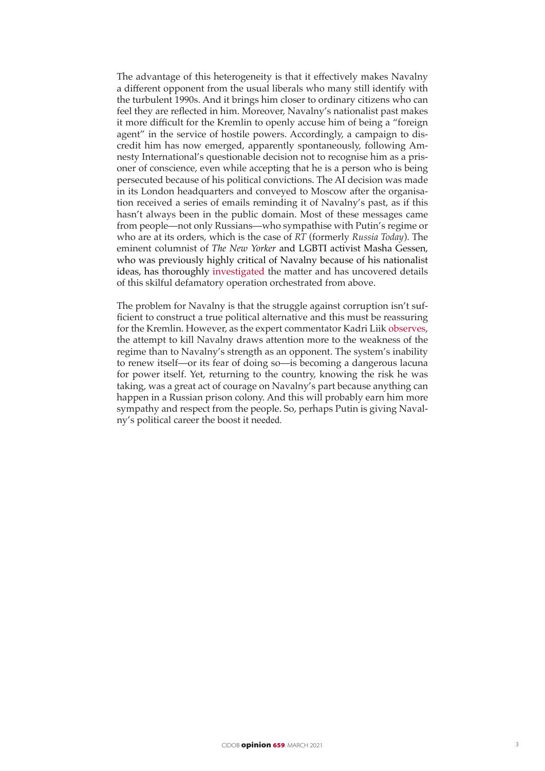The advantage of this heterogeneity is that it effectively makes Navalny a different opponent from the usual liberals who many still identify with the turbulent 1990s. And it brings him closer to ordinary citizens who can feel they are reflected in him. Moreover, Navalny's nationalist past makes it more difficult for the Kremlin to openly accuse him of being a "foreign agent" in the service of hostile powers. Accordingly, a campaign to discredit him has now emerged, apparently spontaneously, following Amnesty International's questionable decision not to recognise him as a prisoner of conscience, even while accepting that he is a person who is being persecuted because of his political convictions. The AI decision was made in its London headquarters and conveyed to Moscow after the organisation received a series of emails reminding it of Navalny's past, as if this hasn't always been in the public domain. Most of these messages came from people—not only Russians—who sympathise with Putin's regime or who are at its orders, which is the case of *RT* (formerly *Russia Today*). The eminent columnist of *The New Yorker* and LGBTI activist Masha Gessen, who was previously highly critical of Navalny because of his nationalist ideas, has thoroughly investigated the matter and has uncovered details of this skilful defamatory operation orchestrated from above.

The problem for Navalny is that the struggle against corruption isn't sufficient to construct a true political alternative and this must be reassuring for the Kremlin. However, as the expert commentator Kadri Liik observes, the attempt to kill Navalny draws attention more to the weakness of the regime than to Navalny's strength as an opponent. The system's inability to renew itself—or its fear of doing so—is becoming a dangerous lacuna for power itself. Yet, returning to the country, knowing the risk he was taking, was a great act of courage on Navalny's part because anything can happen in a Russian prison colony. And this will probably earn him more sympathy and respect from the people. So, perhaps Putin is giving Navalny's political career the boost it needed.